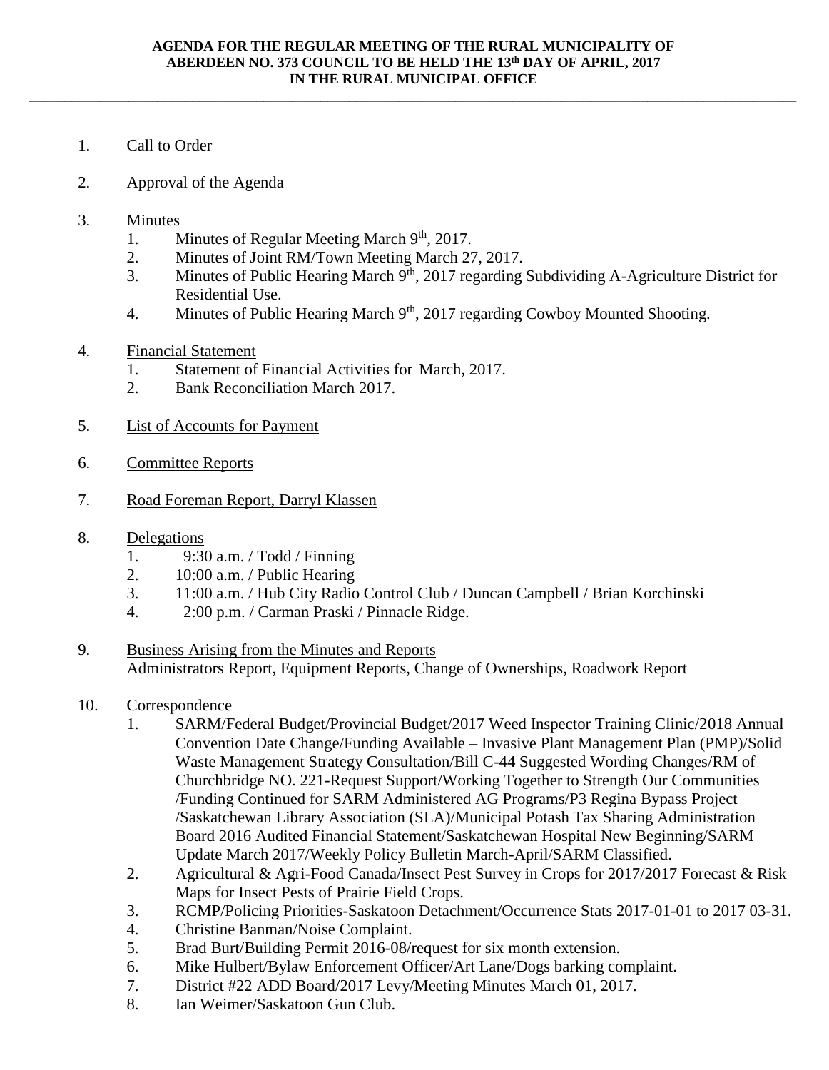**AGENDA FOR THE REGULAR MEETING OF THE RURAL MUNICIPALITY OF ABERDEEN NO. 373 COUNCIL TO BE HELD THE 13th DAY OF APRIL, 2017 IN THE RURAL MUNICIPAL OFFICE**

---

1. Call to Order

2. Approval of the Agenda

3. Minutes
   1. Minutes of Regular Meeting March 9th, 2017.
   2. Minutes of Joint RM/Town Meeting March 27, 2017.
   3. Minutes of Public Hearing March 9th, 2017 regarding Subdividing A-Agriculture District for Residential Use.
   4. Minutes of Public Hearing March 9th, 2017 regarding Cowboy Mounted Shooting.

4. Financial Statement
   1. Statement of Financial Activities for March, 2017.
   2. Bank Reconciliation March 2017.

5. List of Accounts for Payment

6. Committee Reports

7. Road Foreman Report, Darryl Klassen

8. Delegations
   1. 9:30 a.m. / Todd / Finning
   2. 10:00 a.m. / Public Hearing
   3. 11:00 a.m. / Hub City Radio Control Club / Duncan Campbell / Brian Korchinski
   4. 2:00 p.m. / Carman Praski / Pinnacle Ridge.

9. Business Arising from the Minutes and Reports
   Administrators Report, Equipment Reports, Change of Ownerships, Roadwork Report

10. Correspondence
    1. SARM/Federal Budget/Provincial Budget/2017 Weed Inspector Training Clinic/2018 Annual Convention Date Change/Funding Available – Invasive Plant Management Plan (PMP)/Solid Waste Management Strategy Consultation/Bill C-44 Suggested Wording Changes/RM of Churchbridge NO. 221-Request Support/Working Together to Strength Our Communities /Funding Continued for SARM Administered AG Programs/P3 Regina Bypass Project /Saskatchewan Library Association (SLA)/Municipal Potash Tax Sharing Administration Board 2016 Audited Financial Statement/Saskatchewan Hospital New Beginning/SARM Update March 2017/Weekly Policy Bulletin March-April/SARM Classified.
    2. Agricultural & Agri-Food Canada/Insect Pest Survey in Crops for 2017/2017 Forecast & Risk Maps for Insect Pests of Prairie Field Crops.
    3. RCMP/Policing Priorities-Saskatoon Detachment/Occurrence Stats 2017-01-01 to 2017 03-31.
    4. Christine Banman/Noise Complaint.
    5. Brad Burt/Building Permit 2016-08/request for six month extension.
    6. Mike Hulbert/Bylaw Enforcement Officer/Art Lane/Dogs barking complaint.
    7. District #22 ADD Board/2017 Levy/Meeting Minutes March 01, 2017.
    8. Ian Weimer/Saskatoon Gun Club.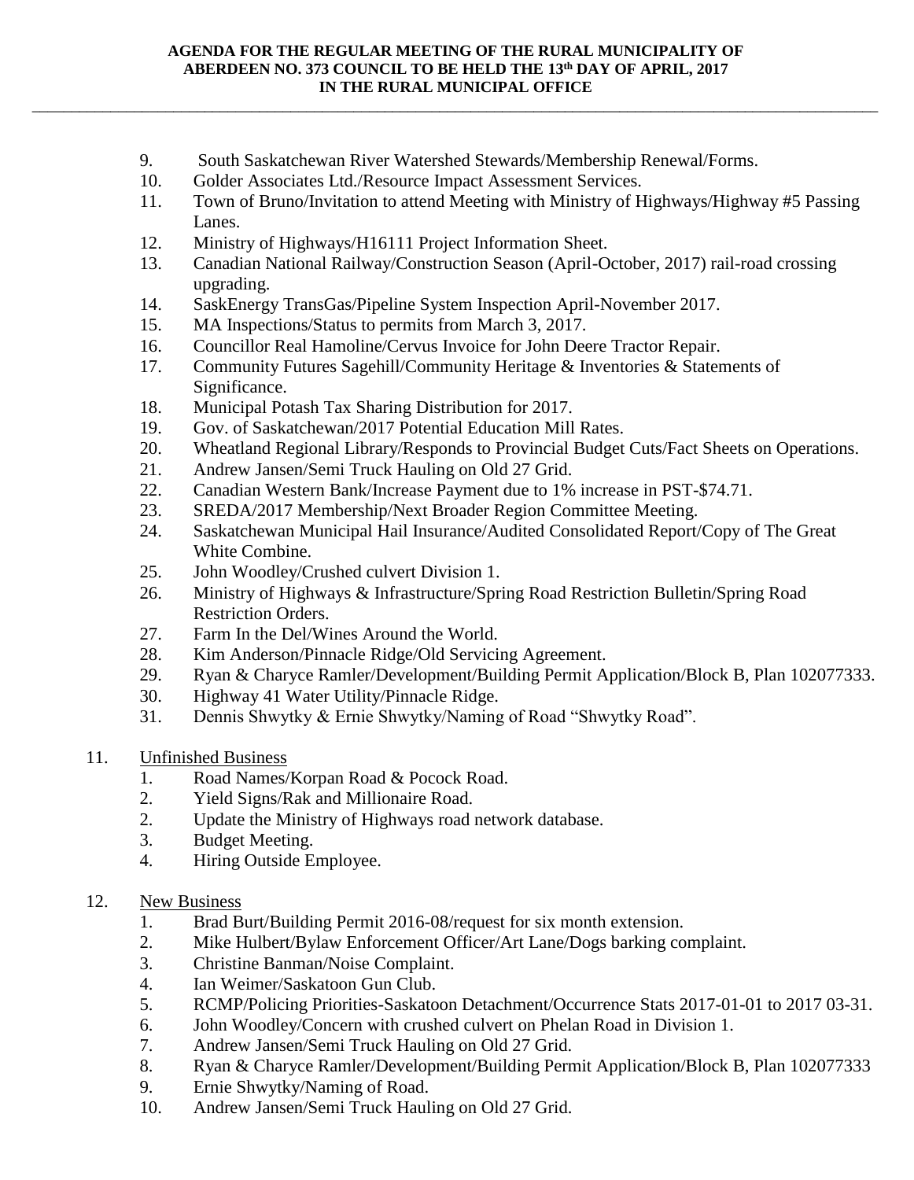**AGENDA FOR THE REGULAR MEETING OF THE RURAL MUNICIPALITY OF ABERDEEN NO. 373 COUNCIL TO BE HELD THE 13th DAY OF APRIL, 2017 IN THE RURAL MUNICIPAL OFFICE**

9. South Saskatchewan River Watershed Stewards/Membership Renewal/Forms.
10. Golder Associates Ltd./Resource Impact Assessment Services.
11. Town of Bruno/Invitation to attend Meeting with Ministry of Highways/Highway #5 Passing Lanes.
12. Ministry of Highways/H16111 Project Information Sheet.
13. Canadian National Railway/Construction Season (April-October, 2017) rail-road crossing upgrading.
14. SaskEnergy TransGas/Pipeline System Inspection April-November 2017.
15. MA Inspections/Status to permits from March 3, 2017.
16. Councillor Real Hamoline/Cervus Invoice for John Deere Tractor Repair.
17. Community Futures Sagehill/Community Heritage & Inventories & Statements of Significance.
18. Municipal Potash Tax Sharing Distribution for 2017.
19. Gov. of Saskatchewan/2017 Potential Education Mill Rates.
20. Wheatland Regional Library/Responds to Provincial Budget Cuts/Fact Sheets on Operations.
21. Andrew Jansen/Semi Truck Hauling on Old 27 Grid.
22. Canadian Western Bank/Increase Payment due to 1% increase in PST-$74.71.
23. SREDA/2017 Membership/Next Broader Region Committee Meeting.
24. Saskatchewan Municipal Hail Insurance/Audited Consolidated Report/Copy of The Great White Combine.
25. John Woodley/Crushed culvert Division 1.
26. Ministry of Highways & Infrastructure/Spring Road Restriction Bulletin/Spring Road Restriction Orders.
27. Farm In the Del/Wines Around the World.
28. Kim Anderson/Pinnacle Ridge/Old Servicing Agreement.
29. Ryan & Charyce Ramler/Development/Building Permit Application/Block B, Plan 102077333.
30. Highway 41 Water Utility/Pinnacle Ridge.
31. Dennis Shwytky & Ernie Shwytky/Naming of Road "Shwytky Road".

11. Unfinished Business
    1. Road Names/Korpan Road & Pocock Road.
    2. Yield Signs/Rak and Millionaire Road.
    2. Update the Ministry of Highways road network database.
    3. Budget Meeting.
    4. Hiring Outside Employee.

12. New Business
    1. Brad Burt/Building Permit 2016-08/request for six month extension.
    2. Mike Hulbert/Bylaw Enforcement Officer/Art Lane/Dogs barking complaint.
    3. Christine Banman/Noise Complaint.
    4. Ian Weimer/Saskatoon Gun Club.
    5. RCMP/Policing Priorities-Saskatoon Detachment/Occurrence Stats 2017-01-01 to 2017 03-31.
    6. John Woodley/Concern with crushed culvert on Phelan Road in Division 1.
    7. Andrew Jansen/Semi Truck Hauling on Old 27 Grid.
    8. Ryan & Charyce Ramler/Development/Building Permit Application/Block B, Plan 102077333
    9. Ernie Shwytky/Naming of Road.
    10. Andrew Jansen/Semi Truck Hauling on Old 27 Grid.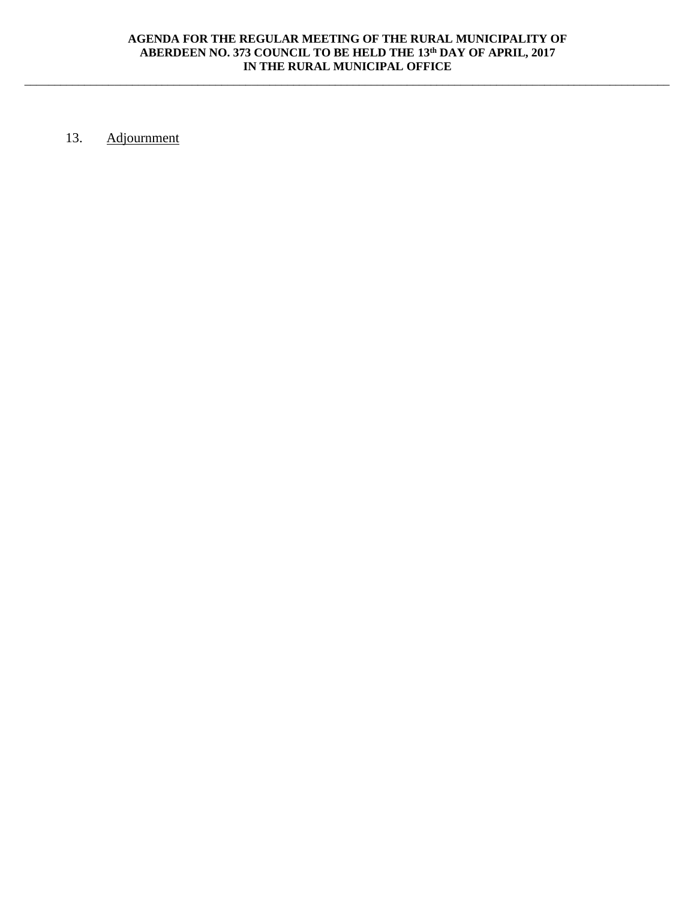13. Adjournment